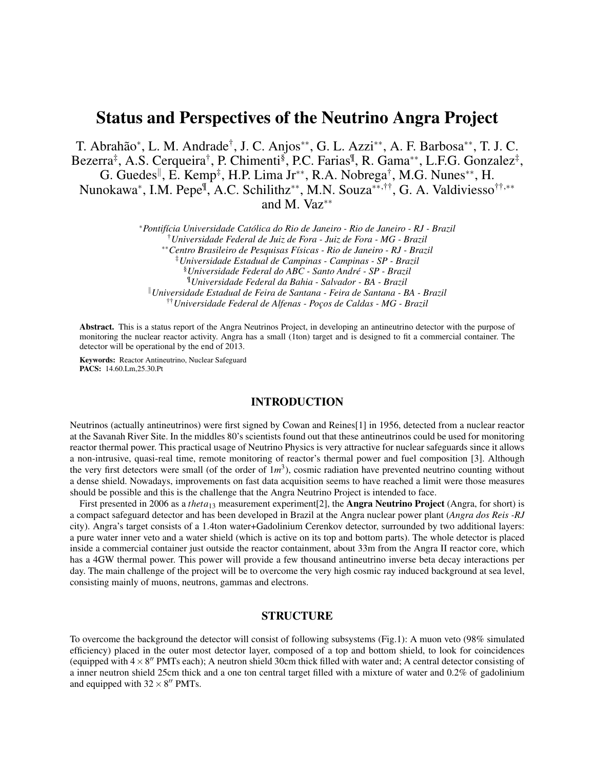# Status and Perspectives of the Neutrino Angra Project

T. Abrahão[*], L. M. Andrade[†], J. C. Anjos[**], G. L. Azzi[**], A. F. Barbosa[**], T. J. C. Bezerra[‡], A.S. Cerqueira[†], P. Chimenti[§], P.C. Farias[¶], R. Gama[**], L.F.G. Gonzalez[‡], G. Guedes[‖], E. Kemp[‡], H.P. Lima Jr[**], R.A. Nobrega[†], M.G. Nunes[**], H. Nunokawa[*], I.M. Pepe[¶], A.C. Schilithz[**], M.N. Souza[**,††], G. A. Valdiviesso[††,**] and M. Vaz[**]

[*] *Pontifícia Universidade Católica do Rio de Janeiro - Rio de Janeiro - RJ - Brazil*
[†] *Universidade Federal de Juiz de Fora - Juiz de Fora - MG - Brazil*
[**] *Centro Brasileiro de Pesquisas Físicas - Rio de Janeiro - RJ - Brazil*
[‡] *Universidade Estadual de Campinas - Campinas - SP - Brazil*
[§] *Universidade Federal do ABC - Santo André - SP - Brazil*
[¶] *Universidade Federal da Bahia - Salvador - BA - Brazil*
[‖] *Universidade Estadual de Feira de Santana - Feira de Santana - BA - Brazil*
[††] *Universidade Federal de Alfenas - Poços de Caldas - MG - Brazil*

**Abstract.** This is a status report of the Angra Neutrinos Project, in developing an antineutrino detector with the purpose of monitoring the nuclear reactor activity. Angra has a small (1ton) target and is designed to fit a commercial container. The detector will be operational by the end of 2013.

**Keywords:** Reactor Antineutrino, Nuclear Safeguard
**PACS:** 14.60.Lm,25.30.Pt

## INTRODUCTION

Neutrinos (actually antineutrinos) were first signed by Cowan and Reines[1] in 1956, detected from a nuclear reactor at the Savanah River Site. In the middles 80's scientists found out that these antineutrinos could be used for monitoring reactor thermal power. This practical usage of Neutrino Physics is very attractive for nuclear safeguards since it allows a non-intrusive, quasi-real time, remote monitoring of reactor's thermal power and fuel composition [3]. Although the very first detectors were small (of the order of $1m^3$), cosmic radiation have prevented neutrino counting without a dense shield. Nowadays, improvements on fast data acquisition seems to have reached a limit were those measures should be possible and this is the challenge that the Angra Neutrino Project is intended to face.

First presented in 2006 as a $theta_{13}$ measurement experiment[2], the **Angra Neutrino Project** (Angra, for short) is a compact safeguard detector and has been developed in Brazil at the Angra nuclear power plant (*Angra dos Reis -RJ* city). Angra's target consists of a 1.4ton water+Gadolinium Cerenkov detector, surrounded by two additional layers: a pure water inner veto and a water shield (which is active on its top and bottom parts). The whole detector is placed inside a commercial container just outside the reactor containment, about 33m from the Angra II reactor core, which has a 4GW thermal power. This power will provide a few thousand antineutrino inverse beta decay interactions per day. The main challenge of the project will be to overcome the very high cosmic ray induced background at sea level, consisting mainly of muons, neutrons, gammas and electrons.

## STRUCTURE

To overcome the background the detector will consist of following subsystems (Fig.1): A muon veto (98% simulated efficiency) placed in the outer most detector layer, composed of a top and bottom shield, to look for coincidences (equipped with $4 \times 8''$ PMTs each); A neutron shield 30cm thick filled with water and; A central detector consisting of a inner neutron shield 25cm thick and a one ton central target filled with a mixture of water and 0.2% of gadolinium and equipped with $32 \times 8''$ PMTs.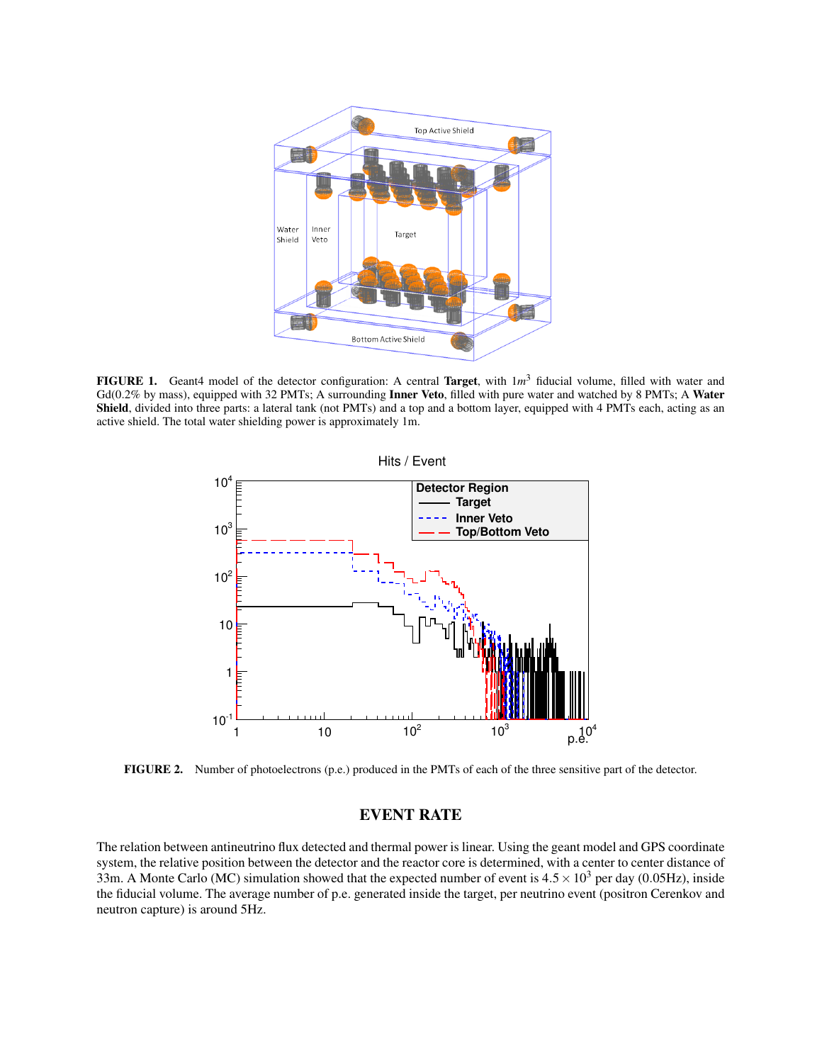**FIGURE 1.** Geant4 model of the detector configuration: A central **Target**, with $1m^3$ fiducial volume, filled with water and Gd(0.2% by mass), equipped with 32 PMTs; A surrounding **Inner Veto**, filled with pure water and watched by 8 PMTs; A **Water Shield**, divided into three parts: a lateral tank (not PMTs) and a top and a bottom layer, equipped with 4 PMTs each, acting as an active shield. The total water shielding power is approximately 1m.

**FIGURE 2.** Number of photoelectrons (p.e.) produced in the PMTs of each of the three sensitive part of the detector.

## EVENT RATE

The relation between antineutrino flux detected and thermal power is linear. Using the geant model and GPS coordinate system, the relative position between the detector and the reactor core is determined, with a center to center distance of 33m. A Monte Carlo (MC) simulation showed that the expected number of event is $4.5 \times 10^3$ per day (0.05Hz), inside the fiducial volume. The average number of p.e. generated inside the target, per neutrino event (positron Cerenkov and neutron capture) is around 5Hz.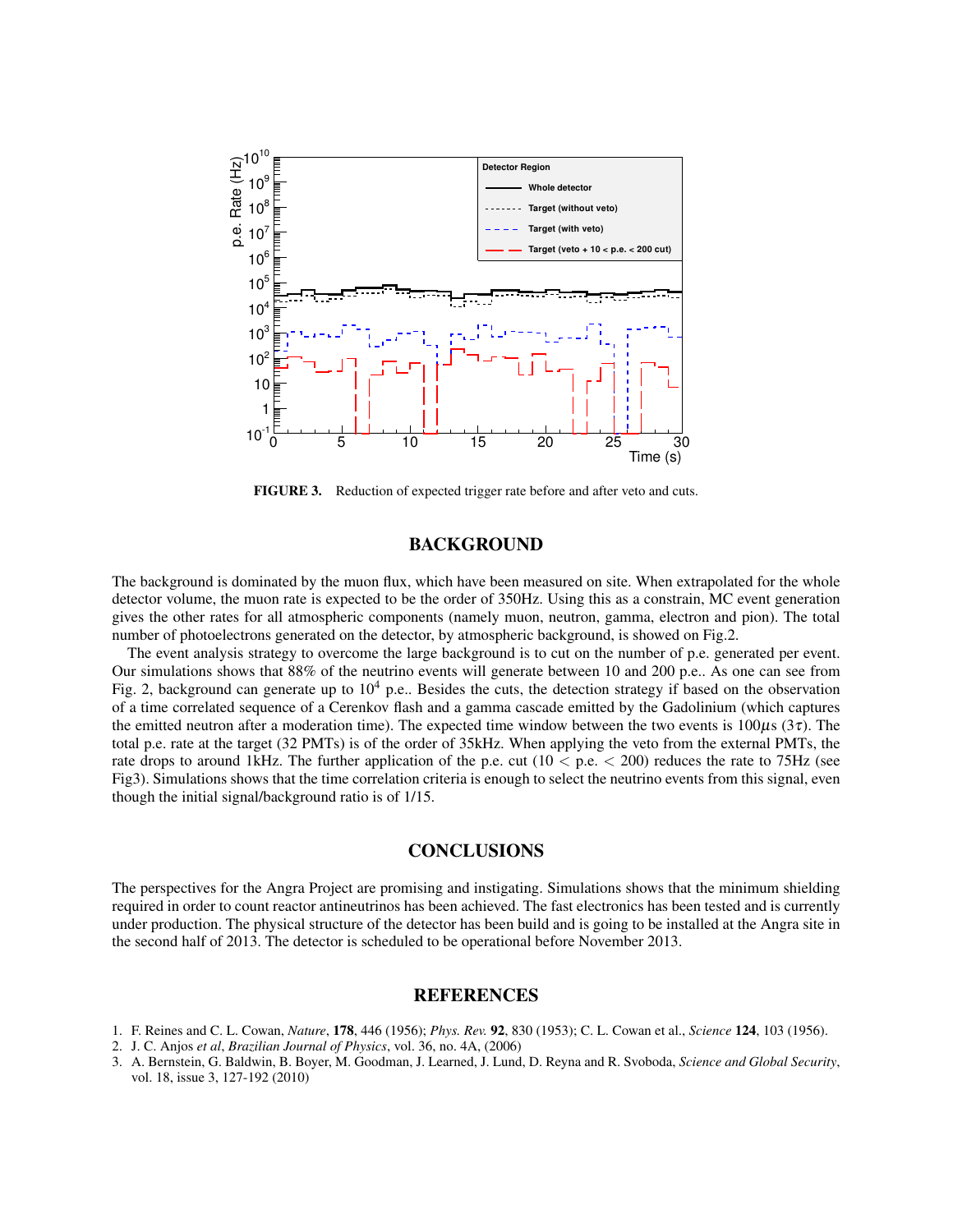p.e. Rate (Hz)

$10^{10}$
$10^9$
$10^8$
$10^7$
$10^6$
$10^5$
$10^4$
$10^3$
$10^2$
10
1
$10^{-1}$

0 5 10 15 20 25 30

Time (s)

Detector Region

Whole detector

Target (without veto)

Target (with veto)

Target (veto + 10 < p.e. < 200 cut)

**FIGURE 3.** Reduction of expected trigger rate before and after veto and cuts.

## BACKGROUND

The background is dominated by the muon flux, which have been measured on site. When extrapolated for the whole detector volume, the muon rate is expected to be the order of 350Hz. Using this as a constrain, MC event generation gives the other rates for all atmospheric components (namely muon, neutron, gamma, electron and pion). The total number of photoelectrons generated on the detector, by atmospheric background, is showed on Fig.2.

The event analysis strategy to overcome the large background is to cut on the number of p.e. generated per event. Our simulations shows that 88% of the neutrino events will generate between 10 and 200 p.e.. As one can see from Fig. 2, background can generate up to $10^4$ p.e.. Besides the cuts, the detection strategy if based on the observation of a time correlated sequence of a Cerenkov flash and a gamma cascade emitted by the Gadolinium (which captures the emitted neutron after a moderation time). The expected time window between the two events is $100\mu$s ($3\tau$). The total p.e. rate at the target (32 PMTs) is of the order of 35kHz. When applying the veto from the external PMTs, the rate drops to around 1kHz. The further application of the p.e. cut ($10 <$ p.e. $< 200$) reduces the rate to 75Hz (see Fig3). Simulations shows that the time correlation criteria is enough to select the neutrino events from this signal, even though the initial signal/background ratio is of 1/15.

## CONCLUSIONS

The perspectives for the Angra Project are promising and instigating. Simulations shows that the minimum shielding required in order to count reactor antineutrinos has been achieved. The fast electronics has been tested and is currently under production. The physical structure of the detector has been build and is going to be installed at the Angra site in the second half of 2013. The detector is scheduled to be operational before November 2013.

## REFERENCES

1. F. Reines and C. L. Cowan, *Nature*, **178**, 446 (1956); *Phys. Rev.* **92**, 830 (1953); C. L. Cowan et al., *Science* **124**, 103 (1956).
2. J. C. Anjos *et al*, *Brazilian Journal of Physics*, vol. 36, no. 4A, (2006)
3. A. Bernstein, G. Baldwin, B. Boyer, M. Goodman, J. Learned, J. Lund, D. Reyna and R. Svoboda, *Science and Global Security*, vol. 18, issue 3, 127-192 (2010)